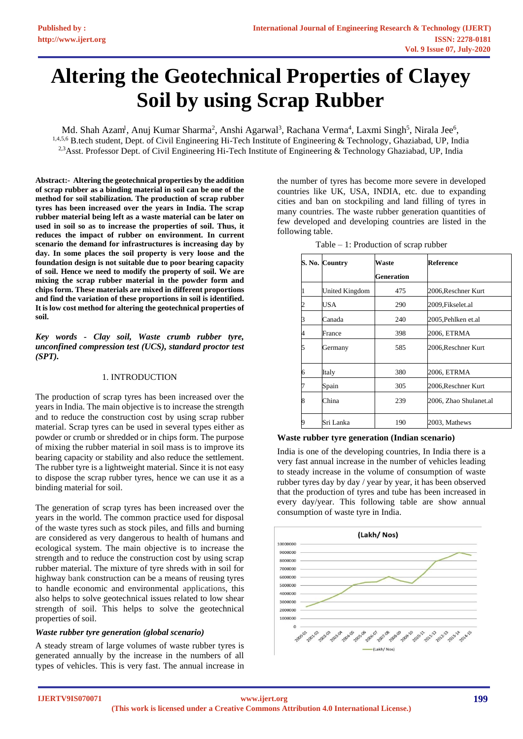# Altering the Geotechnical Properties of Clayey Soil by using Scrap Rubber

Md. Shah Azam[1], Anuj Kumar Sharma[2], Anshi Agarwal[3], Rachana Verma[4], Laxmi Singh[5], Nirala Jee[6],
[1,4,5,6] B.tech student, Dept. of Civil Engineering Hi-Tech Institute of Engineering & Technology, Ghaziabad, UP, India
[2,3]Asst. Professor Dept. of Civil Engineering Hi-Tech Institute of Engineering & Technology Ghaziabad, UP, India

**Abstract:- Altering the geotechnical properties by the addition of scrap rubber as a binding material in soil can be one of the method for soil stabilization. The production of scrap rubber tyres has been increased over the years in India. The scrap rubber material being left as a waste material can be later on used in soil so as to increase the properties of soil. Thus, it reduces the impact of rubber on environment. In current scenario the demand for infrastructures is increasing day by day. In some places the soil property is very loose and the foundation design is not suitable due to poor bearing capacity of soil. Hence we need to modify the property of soil. We are mixing the scrap rubber material in the powder form and chips form. These materials are mixed in different proportions and find the variation of these proportions in soil is identified. It is low cost method for altering the geotechnical properties of soil.**

***Key words - Clay soil, Waste crumb rubber tyre, unconfined compression test (UCS), standard proctor test (SPT).***

## 1. INTRODUCTION

The production of scrap tyres has been increased over the years in India. The main objective is to increase the strength and to reduce the construction cost by using scrap rubber material. Scrap tyres can be used in several types either as powder or crumb or shredded or in chips form. The purpose of mixing the rubber material in soil mass is to improve its bearing capacity or stability and also reduce the settlement. The rubber tyre is a lightweight material. Since it is not easy to dispose the scrap rubber tyres, hence we can use it as a binding material for soil.

The generation of scrap tyres has been increased over the years in the world. The common practice used for disposal of the waste tyres such as stock piles, and fills and burning are considered as very dangerous to health of humans and ecological system. The main objective is to increase the strength and to reduce the construction cost by using scrap rubber material. The mixture of tyre shreds with in soil for highway bank construction can be a means of reusing tyres to handle economic and environmental applications, this also helps to solve geotechnical issues related to low shear strength of soil. This helps to solve the geotechnical properties of soil.

### *Waste rubber tyre generation (global scenario)*

A steady stream of large volumes of waste rubber tyres is generated annually by the increase in the numbers of all types of vehicles. This is very fast. The annual increase in the number of tyres has become more severe in developed countries like UK, USA, INDIA, etc. due to expanding cities and ban on stockpiling and land filling of tyres in many countries. The waste rubber generation quantities of few developed and developing countries are listed in the following table.

Table – 1: Production of scrap rubber

| S. No. | Country | Waste Generation | Reference |
|---|---|---|---|
| 1 | United Kingdom | 475 | 2006,Reschner Kurt |
| 2 | USA | 290 | 2009,Fikselet.al |
| 3 | Canada | 240 | 2005,Pehlken et.al |
| 4 | France | 398 | 2006, ETRMA |
| 5 | Germany | 585 | 2006,Reschner Kurt |
| 6 | Italy | 380 | 2006, ETRMA |
| 7 | Spain | 305 | 2006,Reschner Kurt |
| 8 | China | 239 | 2006, Zhao Shulanet.al |
| 9 | Sri Lanka | 190 | 2003, Mathews |

**Waste rubber tyre generation (Indian scenario)**

India is one of the developing countries, In India there is a very fast annual increase in the number of vehicles leading to steady increase in the volume of consumption of waste rubber tyres day by day / year by year, it has been observed that the production of tyres and tube has been increased in every day/year. This following table are show annual consumption of waste tyre in India.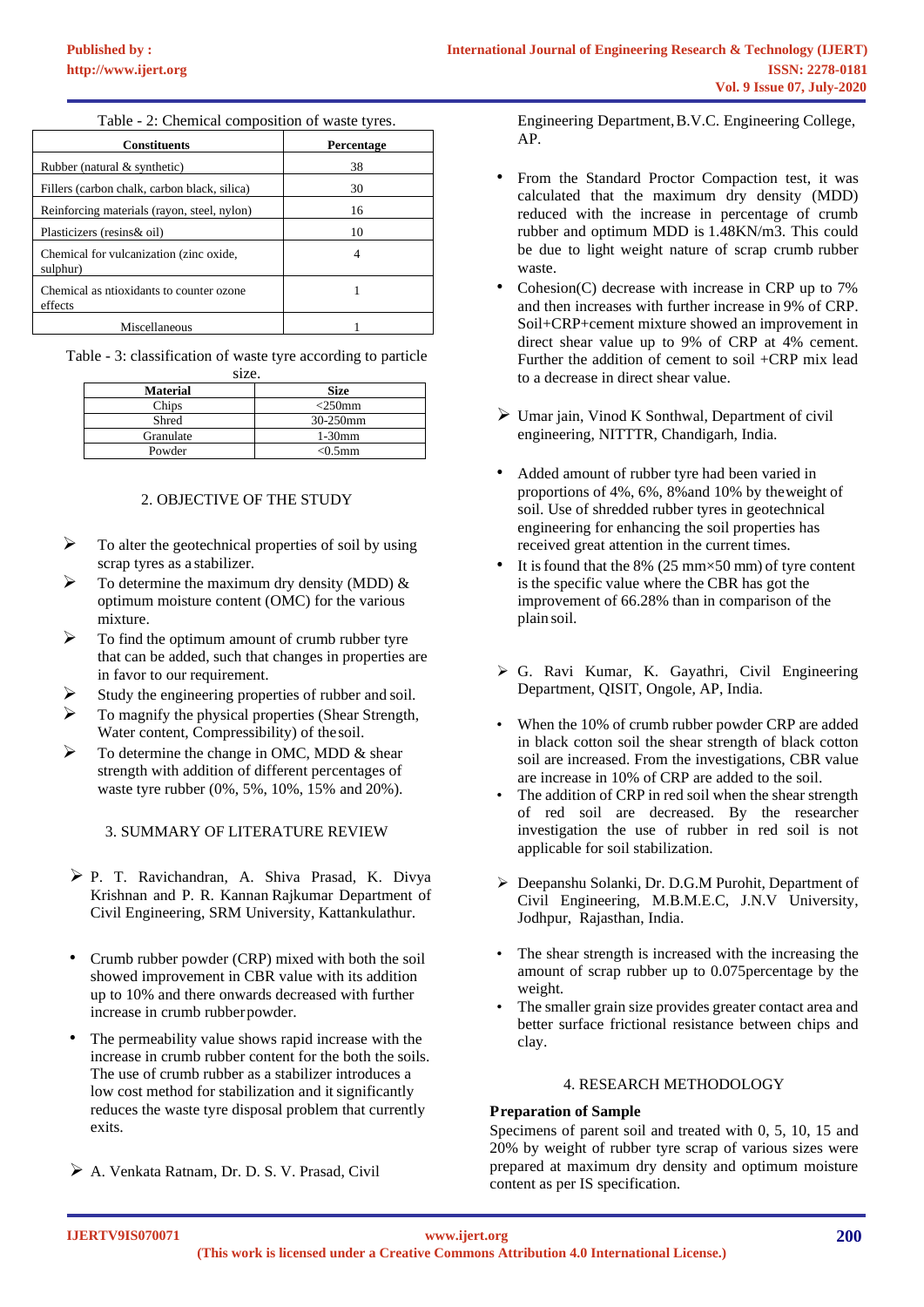Table - 2: Chemical composition of waste tyres.

| Constituents | Percentage |
|---|---|
| Rubber (natural & synthetic) | 38 |
| Fillers (carbon chalk, carbon black, silica) | 30 |
| Reinforcing materials (rayon, steel, nylon) | 16 |
| Plasticizers (resins& oil) | 10 |
| Chemical for vulcanization (zinc oxide, sulphur) | 4 |
| Chemical as ntioxidants to counter ozone effects | 1 |
| Miscellaneous | 1 |

Table - 3: classification of waste tyre according to particle size.

| Material | Size |
|---|---|
| Chips | <250mm |
| Shred | 30-250mm |
| Granulate | 1-30mm |
| Powder | <0.5mm |

## 2. OBJECTIVE OF THE STUDY

- To alter the geotechnical properties of soil by using scrap tyres as a stabilizer.
- To determine the maximum dry density (MDD) & optimum moisture content (OMC) for the various mixture.
- To find the optimum amount of crumb rubber tyre that can be added, such that changes in properties are in favor to our requirement.
- Study the engineering properties of rubber and soil.
- To magnify the physical properties (Shear Strength, Water content, Compressibility) of the soil.
- To determine the change in OMC, MDD & shear strength with addition of different percentages of waste tyre rubber (0%, 5%, 10%, 15% and 20%).

## 3. SUMMARY OF LITERATURE REVIEW

- P. T. Ravichandran, A. Shiva Prasad, K. Divya Krishnan and P. R. Kannan Rajkumar Department of Civil Engineering, SRM University, Kattankulathur.

  - Crumb rubber powder (CRP) mixed with both the soil showed improvement in CBR value with its addition up to 10% and there onwards decreased with further increase in crumb rubber powder.
  - The permeability value shows rapid increase with the increase in crumb rubber content for the both the soils. The use of crumb rubber as a stabilizer introduces a low cost method for stabilization and it significantly reduces the waste tyre disposal problem that currently exits.

- A. Venkata Ratnam, Dr. D. S. V. Prasad, Civil Engineering Department, B.V.C. Engineering College, AP.

  - From the Standard Proctor Compaction test, it was calculated that the maximum dry density (MDD) reduced with the increase in percentage of crumb rubber and optimum MDD is 1.48KN/m3. This could be due to light weight nature of scrap crumb rubber waste.
  - Cohesion(C) decrease with increase in CRP up to 7% and then increases with further increase in 9% of CRP. Soil+CRP+cement mixture showed an improvement in direct shear value up to 9% of CRP at 4% cement. Further the addition of cement to soil +CRP mix lead to a decrease in direct shear value.

- Umar jain, Vinod K Sonthwal, Department of civil engineering, NITTTR, Chandigarh, India.

  - Added amount of rubber tyre had been varied in proportions of 4%, 6%, 8%and 10% by theweight of soil. Use of shredded rubber tyres in geotechnical engineering for enhancing the soil properties has received great attention in the current times.
  - It is found that the 8% (25 mm×50 mm) of tyre content is the specific value where the CBR has got the improvement of 66.28% than in comparison of the plain soil.

- G. Ravi Kumar, K. Gayathri, Civil Engineering Department, QISIT, Ongole, AP, India.

  - When the 10% of crumb rubber powder CRP are added in black cotton soil the shear strength of black cotton soil are increased. From the investigations, CBR value are increase in 10% of CRP are added to the soil.
  - The addition of CRP in red soil when the shear strength of red soil are decreased. By the researcher investigation the use of rubber in red soil is not applicable for soil stabilization.

- Deepanshu Solanki, Dr. D.G.M Purohit, Department of Civil Engineering, M.B.M.E.C, J.N.V University, Jodhpur, Rajasthan, India.

  - The shear strength is increased with the increasing the amount of scrap rubber up to 0.075percentage by the weight.
  - The smaller grain size provides greater contact area and better surface frictional resistance between chips and clay.

## 4. RESEARCH METHODOLOGY

**Preparation of Sample**

Specimens of parent soil and treated with 0, 5, 10, 15 and 20% by weight of rubber tyre scrap of various sizes were prepared at maximum dry density and optimum moisture content as per IS specification.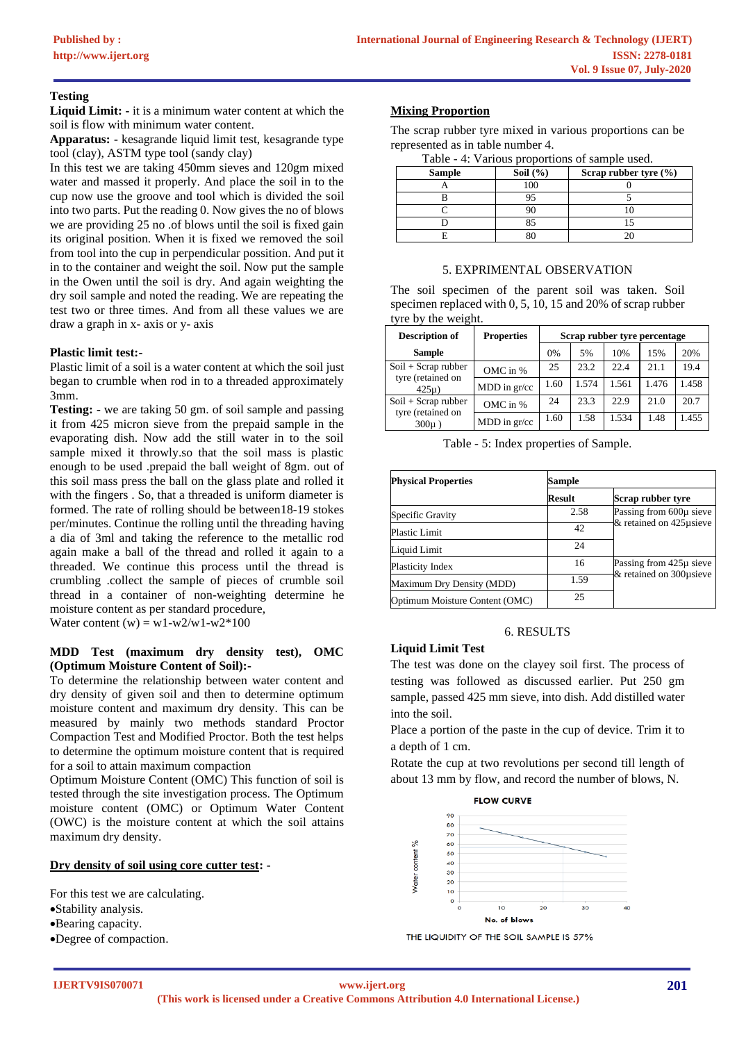### Testing

**Liquid Limit: -** it is a minimum water content at which the soil is flow with minimum water content.

**Apparatus: -** kesagrande liquid limit test, kesagrande type tool (clay), ASTM type tool (sandy clay)

In this test we are taking 450mm sieves and 120gm mixed water and massed it properly. And place the soil in to the cup now use the groove and tool which is divided the soil into two parts. Put the reading 0. Now gives the no of blows we are providing 25 no .of blows until the soil is fixed gain its original position. When it is fixed we removed the soil from tool into the cup in perpendicular possition. And put it in to the container and weight the soil. Now put the sample in the Owen until the soil is dry. And again weighting the dry soil sample and noted the reading. We are repeating the test two or three times. And from all these values we are draw a graph in x- axis or y- axis

**Plastic limit test:-**

Plastic limit of a soil is a water content at which the soil just began to crumble when rod in to a threaded approximately 3mm.

**Testing: -** we are taking 50 gm. of soil sample and passing it from 425 micron sieve from the prepaid sample in the evaporating dish. Now add the still water in to the soil sample mixed it throwly.so that the soil mass is plastic enough to be used .prepaid the ball weight of 8gm. out of this soil mass press the ball on the glass plate and rolled it with the fingers . So, that a threaded is uniform diameter is formed. The rate of rolling should be between18-19 stokes per/minutes. Continue the rolling until the threading having a dia of 3ml and taking the reference to the metallic rod again make a ball of the thread and rolled it again to a threaded. We continue this process until the thread is crumbling .collect the sample of pieces of crumble soil thread in a container of non-weighting determine he moisture content as per standard procedure,

Water content (w) = w1-w2/w1-w2*100

**MDD Test (maximum dry density test), OMC (Optimum Moisture Content of Soil):-**

To determine the relationship between water content and dry density of given soil and then to determine optimum moisture content and maximum dry density. This can be measured by mainly two methods standard Proctor Compaction Test and Modified Proctor. Both the test helps to determine the optimum moisture content that is required for a soil to attain maximum compaction

Optimum Moisture Content (OMC) This function of soil is tested through the site investigation process. The Optimum moisture content (OMC) or Optimum Water Content (OWC) is the moisture content at which the soil attains maximum dry density.

**Dry density of soil using core cutter test: -**

For this test we are calculating.

- Stability analysis.
- Bearing capacity.
- Degree of compaction.

**Mixing Proportion**

The scrap rubber tyre mixed in various proportions can be represented as in table number 4.

Table - 4: Various proportions of sample used.

| Sample | Soil (%) | Scrap rubber tyre (%) |
|---|---|---|
| A | 100 | 0 |
| B | 95 | 5 |
| C | 90 | 10 |
| D | 85 | 15 |
| E | 80 | 20 |

## 5. EXPRIMENTAL OBSERVATION

The soil specimen of the parent soil was taken. Soil specimen replaced with 0, 5, 10, 15 and 20% of scrap rubber tyre by the weight.

| Description of Sample | Properties | Scrap rubber tyre percentage | | | | |
|---|---|---|---|---|---|---|
| | | 0% | 5% | 10% | 15% | 20% |
| Soil + Scrap rubber tyre (retained on 425µ) | OMC in % | 25 | 23.2 | 22.4 | 21.1 | 19.4 |
| | MDD in gr/cc | 1.60 | 1.574 | 1.561 | 1.476 | 1.458 |
| Soil + Scrap rubber tyre (retained on 300µ ) | OMC in % | 24 | 23.3 | 22.9 | 21.0 | 20.7 |
| | MDD in gr/cc | 1.60 | 1.58 | 1.534 | 1.48 | 1.455 |

Table - 5: Index properties of Sample.

| Physical Properties | Sample | |
|---|---|---|
| | Result | Scrap rubber tyre |
| Specific Gravity | 2.58 | Passing from 600µ sieve & retained on 425µsieve |
| Plastic Limit | 42 | |
| Liquid Limit | 24 | |
| Plasticity Index | 16 | Passing from 425µ sieve & retained on 300µsieve |
| Maximum Dry Density (MDD) | 1.59 | |
| Optimum Moisture Content (OMC) | 25 | |

## 6. RESULTS

**Liquid Limit Test**

The test was done on the clayey soil first. The process of testing was followed as discussed earlier. Put 250 gm sample, passed 425 mm sieve, into dish. Add distilled water into the soil.

Place a portion of the paste in the cup of device. Trim it to a depth of 1 cm.

Rotate the cup at two revolutions per second till length of about 13 mm by flow, and record the number of blows, N.

FLOW CURVE

THE LIQUIDITY OF THE SOIL SAMPLE IS 57%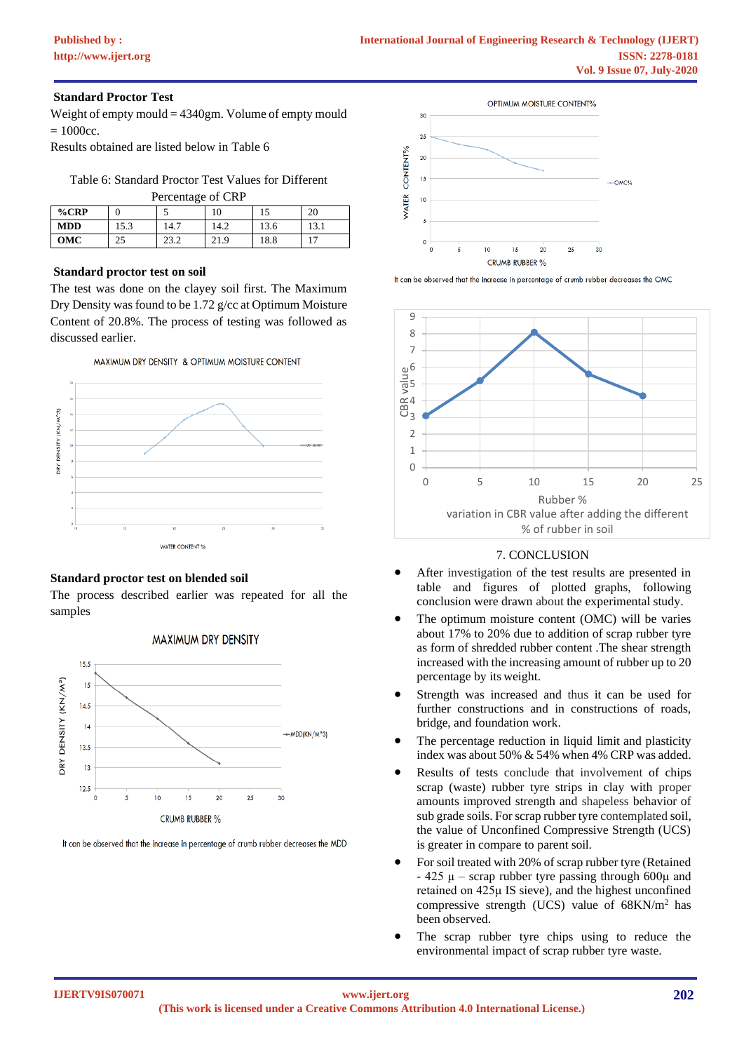### Standard Proctor Test

Weight of empty mould = 4340gm. Volume of empty mould = 1000cc.

Results obtained are listed below in Table 6

Table 6: Standard Proctor Test Values for Different Percentage of CRP

| %CRP | 0 | 5 | 10 | 15 | 20 |
|---|---|---|---|---|---|
| MDD | 15.3 | 14.7 | 14.2 | 13.6 | 13.1 |
| OMC | 25 | 23.2 | 21.9 | 18.8 | 17 |

### Standard proctor test on soil

The test was done on the clayey soil first. The Maximum Dry Density was found to be 1.72 g/cc at Optimum Moisture Content of 20.8%. The process of testing was followed as discussed earlier.

MAXIMUM DRY DENSITY & OPTIMUM MOISTURE CONTENT

### Standard proctor test on blended soil

The process described earlier was repeated for all the samples

MAXIMUM DRY DENSITY

It can be observed that the increase in percentage of crumb rubber decreases the MDD

OPTIMUM MOISTURE CONTENT%

It can be observed that the increase in percentage of crumb rubber decreases the OMC

variation in CBR value after adding the different % of rubber in soil

## 7. CONCLUSION

- After investigation of the test results are presented in table and figures of plotted graphs, following conclusion were drawn about the experimental study.
- The optimum moisture content (OMC) will be varies about 17% to 20% due to addition of scrap rubber tyre as form of shredded rubber content .The shear strength increased with the increasing amount of rubber up to 20 percentage by its weight.
- Strength was increased and thus it can be used for further constructions and in constructions of roads, bridge, and foundation work.
- The percentage reduction in liquid limit and plasticity index was about 50% & 54% when 4% CRP was added.
- Results of tests conclude that involvement of chips scrap (waste) rubber tyre strips in clay with proper amounts improved strength and shapeless behavior of sub grade soils. For scrap rubber tyre contemplated soil, the value of Unconfined Compressive Strength (UCS) is greater in compare to parent soil.
- For soil treated with 20% of scrap rubber tyre (Retained - 425 µ – scrap rubber tyre passing through 600µ and retained on 425µ IS sieve), and the highest unconfined compressive strength (UCS) value of 68KN/m$^2$ has been observed.
- The scrap rubber tyre chips using to reduce the environmental impact of scrap rubber tyre waste.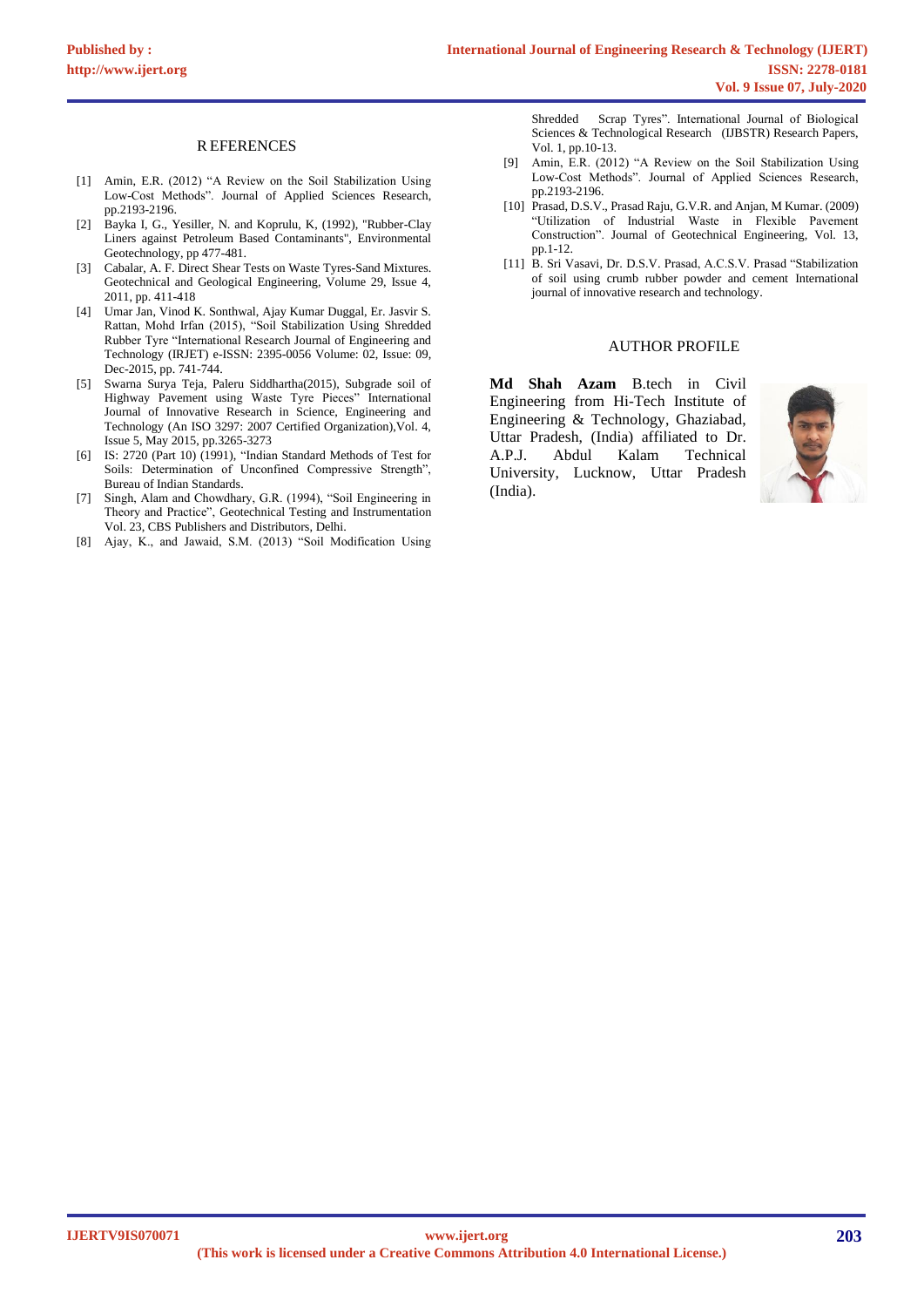## REFERENCES

[1] Amin, E.R. (2012) "A Review on the Soil Stabilization Using Low-Cost Methods". Journal of Applied Sciences Research, pp.2193-2196.

[2] Bayka I, G., Yesiller, N. and Koprulu, K, (1992), "Rubber-Clay Liners against Petroleum Based Contaminants", Environmental Geotechnology, pp 477-481.

[3] Cabalar, A. F. Direct Shear Tests on Waste Tyres-Sand Mixtures. Geotechnical and Geological Engineering, Volume 29, Issue 4, 2011, pp. 411-418

[4] Umar Jan, Vinod K. Sonthwal, Ajay Kumar Duggal, Er. Jasvir S. Rattan, Mohd Irfan (2015), "Soil Stabilization Using Shredded Rubber Tyre "International Research Journal of Engineering and Technology (IRJET) e-ISSN: 2395-0056 Volume: 02, Issue: 09, Dec-2015, pp. 741-744.

[5] Swarna Surya Teja, Paleru Siddhartha(2015), Subgrade soil of Highway Pavement using Waste Tyre Pieces" International Journal of Innovative Research in Science, Engineering and Technology (An ISO 3297: 2007 Certified Organization),Vol. 4, Issue 5, May 2015, pp.3265-3273

[6] IS: 2720 (Part 10) (1991), "Indian Standard Methods of Test for Soils: Determination of Unconfined Compressive Strength", Bureau of Indian Standards.

[7] Singh, Alam and Chowdhary, G.R. (1994), "Soil Engineering in Theory and Practice", Geotechnical Testing and Instrumentation Vol. 23, CBS Publishers and Distributors, Delhi.

[8] Ajay, K., and Jawaid, S.M. (2013) "Soil Modification Using Shredded Scrap Tyres". International Journal of Biological Sciences & Technological Research (IJBSTR) Research Papers, Vol. 1, pp.10-13.

[9] Amin, E.R. (2012) "A Review on the Soil Stabilization Using Low-Cost Methods". Journal of Applied Sciences Research, pp.2193-2196.

[10] Prasad, D.S.V., Prasad Raju, G.V.R. and Anjan, M Kumar. (2009) "Utilization of Industrial Waste in Flexible Pavement Construction". Journal of Geotechnical Engineering, Vol. 13, pp.1-12.

[11] B. Sri Vasavi, Dr. D.S.V. Prasad, A.C.S.V. Prasad "Stabilization of soil using crumb rubber powder and cement International journal of innovative research and technology.

## AUTHOR PROFILE

**Md Shah Azam** B.tech in Civil Engineering from Hi-Tech Institute of Engineering & Technology, Ghaziabad, Uttar Pradesh, (India) affiliated to Dr. A.P.J. Abdul Kalam Technical University, Lucknow, Uttar Pradesh (India).